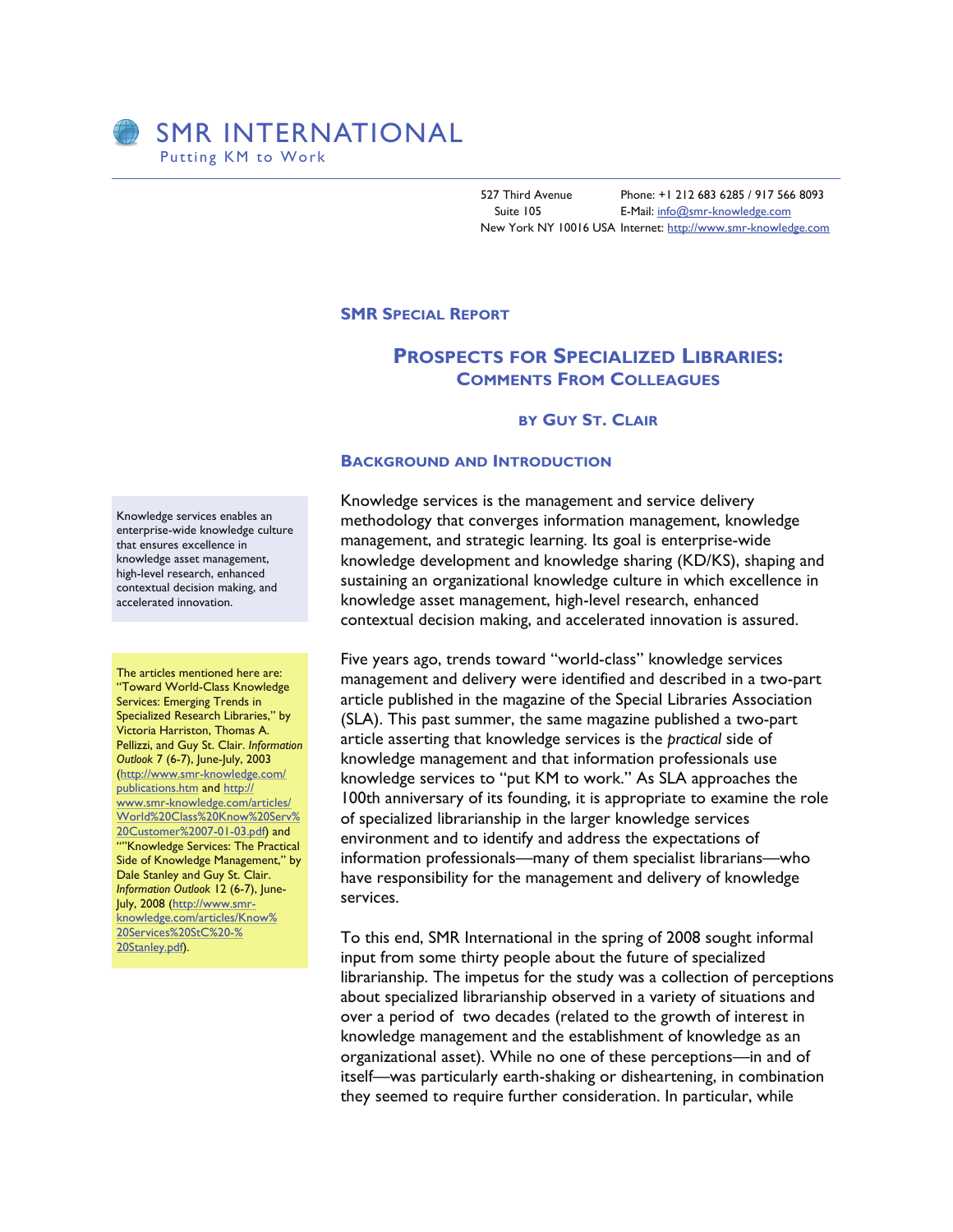# SMR INTERNATIONAL

Putting KM to Work

527 Third Avenue
Suite 105
New York NY 10016 USA

Phone: +1 212 683 6285 / 917 566 8093
E-Mail: info@smr-knowledge.com
Internet: http://www.smr-knowledge.com

**SMR SPECIAL REPORT**

# PROSPECTS FOR SPECIALIZED LIBRARIES: COMMENTS FROM COLLEAGUES

**BY GUY ST. CLAIR**

## BACKGROUND AND INTRODUCTION

Knowledge services is the management and service delivery methodology that converges information management, knowledge management, and strategic learning. Its goal is enterprise-wide knowledge development and knowledge sharing (KD/KS), shaping and sustaining an organizational knowledge culture in which excellence in knowledge asset management, high-level research, enhanced contextual decision making, and accelerated innovation is assured.

> Knowledge services enables an enterprise-wide knowledge culture that ensures excellence in knowledge asset management, high-level research, enhanced contextual decision making, and accelerated innovation.

Five years ago, trends toward "world-class" knowledge services management and delivery were identified and described in a two-part article published in the magazine of the Special Libraries Association (SLA). This past summer, the same magazine published a two-part article asserting that knowledge services is the *practical* side of knowledge management and that information professionals use knowledge services to "put KM to work." As SLA approaches the 100th anniversary of its founding, it is appropriate to examine the role of specialized librarianship in the larger knowledge services environment and to identify and address the expectations of information professionals—many of them specialist librarians—who have responsibility for the management and delivery of knowledge services.

> The articles mentioned here are: "Toward World-Class Knowledge Services: Emerging Trends in Specialized Research Libraries," by Victoria Harriston, Thomas A. Pellizzi, and Guy St. Clair. *Information Outlook* 7 (6-7), June-July, 2003 (http://www.smr-knowledge.com/publications.htm and http://www.smr-knowledge.com/articles/World%20Class%20Know%20Serv%20Customer%2007-01-03.pdf) and ""Knowledge Services: The Practical Side of Knowledge Management," by Dale Stanley and Guy St. Clair. *Information Outlook* 12 (6-7), June-July, 2008 (http://www.smr-knowledge.com/articles/Know%20Services%20StC%20-%20Stanley.pdf).

To this end, SMR International in the spring of 2008 sought informal input from some thirty people about the future of specialized librarianship. The impetus for the study was a collection of perceptions about specialized librarianship observed in a variety of situations and over a period of two decades (related to the growth of interest in knowledge management and the establishment of knowledge as an organizational asset). While no one of these perceptions—in and of itself—was particularly earth-shaking or disheartening, in combination they seemed to require further consideration. In particular, while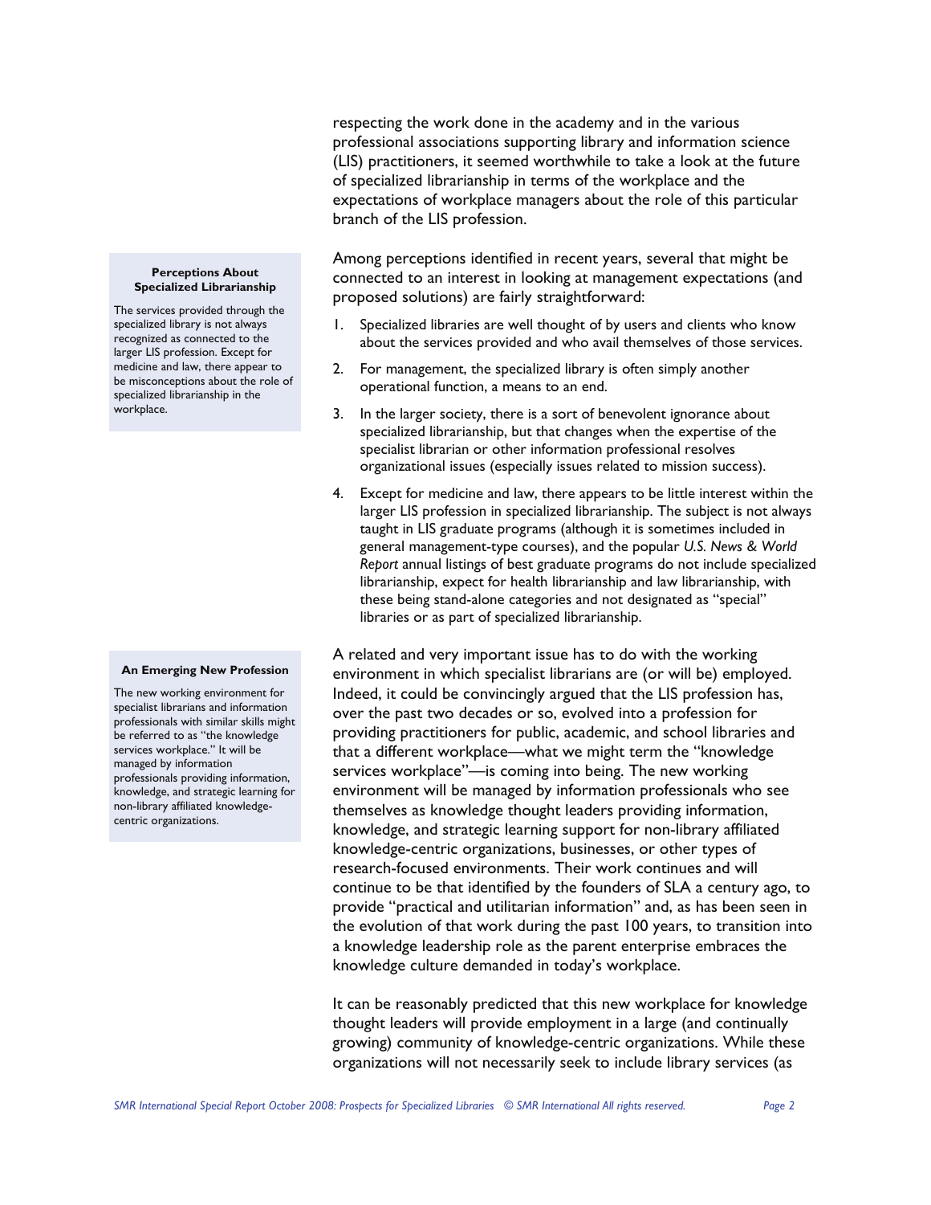respecting the work done in the academy and in the various professional associations supporting library and information science (LIS) practitioners, it seemed worthwhile to take a look at the future of specialized librarianship in terms of the workplace and the expectations of workplace managers about the role of this particular branch of the LIS profession.

> **Perceptions About Specialized Librarianship**
>
> The services provided through the specialized library is not always recognized as connected to the larger LIS profession. Except for medicine and law, there appear to be misconceptions about the role of specialized librarianship in the workplace.

Among perceptions identified in recent years, several that might be connected to an interest in looking at management expectations (and proposed solutions) are fairly straightforward:

1. Specialized libraries are well thought of by users and clients who know about the services provided and who avail themselves of those services.
2. For management, the specialized library is often simply another operational function, a means to an end.
3. In the larger society, there is a sort of benevolent ignorance about specialized librarianship, but that changes when the expertise of the specialist librarian or other information professional resolves organizational issues (especially issues related to mission success).
4. Except for medicine and law, there appears to be little interest within the larger LIS profession in specialized librarianship. The subject is not always taught in LIS graduate programs (although it is sometimes included in general management-type courses), and the popular *U.S. News & World Report* annual listings of best graduate programs do not include specialized librarianship, expect for health librarianship and law librarianship, with these being stand-alone categories and not designated as "special" libraries or as part of specialized librarianship.

> **An Emerging New Profession**
>
> The new working environment for specialist librarians and information professionals with similar skills might be referred to as "the knowledge services workplace." It will be managed by information professionals providing information, knowledge, and strategic learning for non-library affiliated knowledge-centric organizations.

A related and very important issue has to do with the working environment in which specialist librarians are (or will be) employed. Indeed, it could be convincingly argued that the LIS profession has, over the past two decades or so, evolved into a profession for providing practitioners for public, academic, and school libraries and that a different workplace—what we might term the "knowledge services workplace"—is coming into being. The new working environment will be managed by information professionals who see themselves as knowledge thought leaders providing information, knowledge, and strategic learning support for non-library affiliated knowledge-centric organizations, businesses, or other types of research-focused environments. Their work continues and will continue to be that identified by the founders of SLA a century ago, to provide "practical and utilitarian information" and, as has been seen in the evolution of that work during the past 100 years, to transition into a knowledge leadership role as the parent enterprise embraces the knowledge culture demanded in today's workplace.

It can be reasonably predicted that this new workplace for knowledge thought leaders will provide employment in a large (and continually growing) community of knowledge-centric organizations. While these organizations will not necessarily seek to include library services (as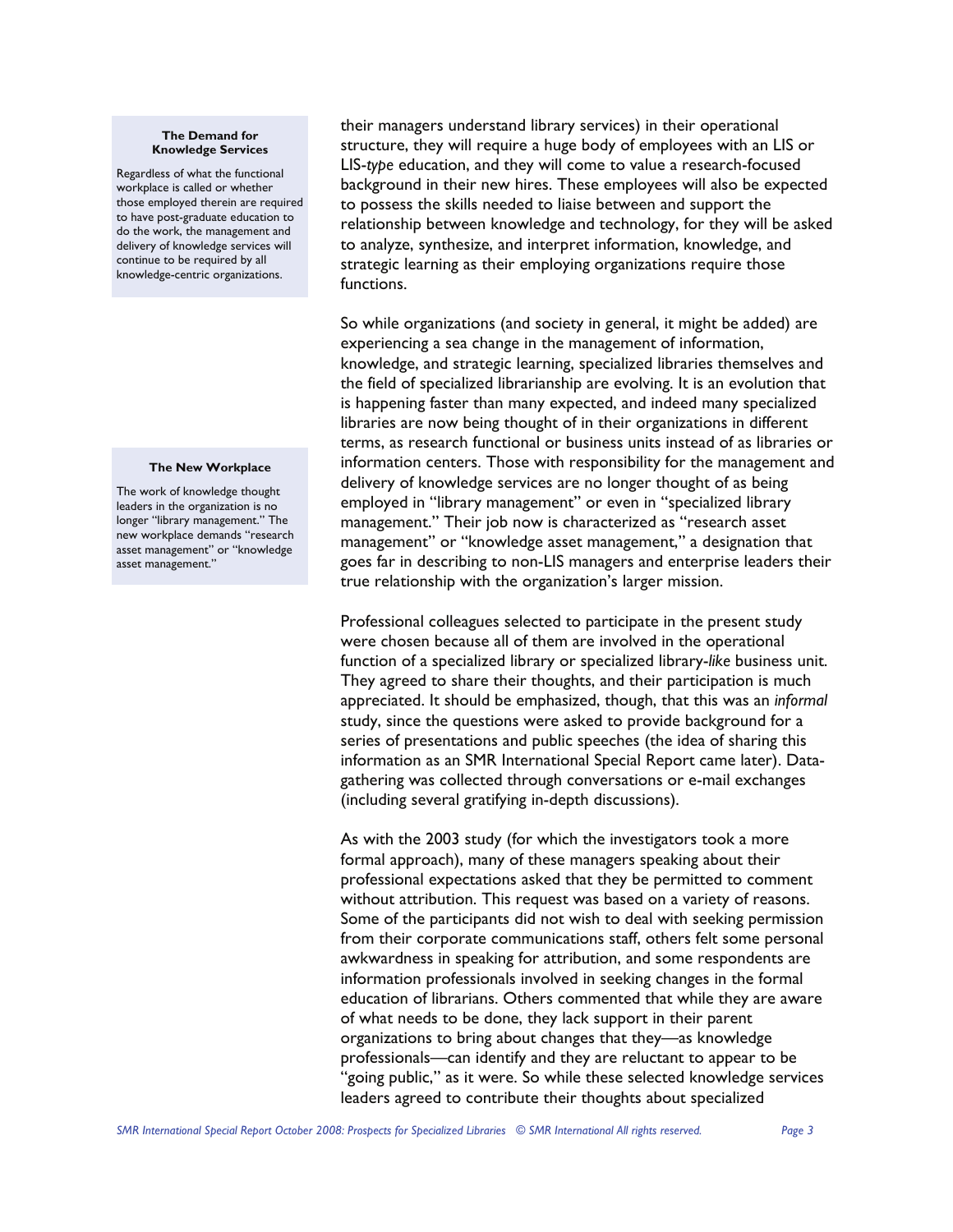> **The Demand for Knowledge Services**
>
> Regardless of what the functional workplace is called or whether those employed therein are required to have post-graduate education to do the work, the management and delivery of knowledge services will continue to be required by all knowledge-centric organizations.

their managers understand library services) in their operational structure, they will require a huge body of employees with an LIS or LIS-*type* education, and they will come to value a research-focused background in their new hires. These employees will also be expected to possess the skills needed to liaise between and support the relationship between knowledge and technology, for they will be asked to analyze, synthesize, and interpret information, knowledge, and strategic learning as their employing organizations require those functions.

So while organizations (and society in general, it might be added) are experiencing a sea change in the management of information, knowledge, and strategic learning, specialized libraries themselves and the field of specialized librarianship are evolving. It is an evolution that is happening faster than many expected, and indeed many specialized libraries are now being thought of in their organizations in different terms, as research functional or business units instead of as libraries or information centers. Those with responsibility for the management and delivery of knowledge services are no longer thought of as being employed in "library management" or even in "specialized library management." Their job now is characterized as "research asset management" or "knowledge asset management," a designation that goes far in describing to non-LIS managers and enterprise leaders their true relationship with the organization's larger mission.

> **The New Workplace**
>
> The work of knowledge thought leaders in the organization is no longer "library management." The new workplace demands "research asset management" or "knowledge asset management."

Professional colleagues selected to participate in the present study were chosen because all of them are involved in the operational function of a specialized library or specialized library-*like* business unit. They agreed to share their thoughts, and their participation is much appreciated. It should be emphasized, though, that this was an *informal* study, since the questions were asked to provide background for a series of presentations and public speeches (the idea of sharing this information as an SMR International Special Report came later). Data-gathering was collected through conversations or e-mail exchanges (including several gratifying in-depth discussions).

As with the 2003 study (for which the investigators took a more formal approach), many of these managers speaking about their professional expectations asked that they be permitted to comment without attribution. This request was based on a variety of reasons. Some of the participants did not wish to deal with seeking permission from their corporate communications staff, others felt some personal awkwardness in speaking for attribution, and some respondents are information professionals involved in seeking changes in the formal education of librarians. Others commented that while they are aware of what needs to be done, they lack support in their parent organizations to bring about changes that they—as knowledge professionals—can identify and they are reluctant to appear to be "going public," as it were. So while these selected knowledge services leaders agreed to contribute their thoughts about specialized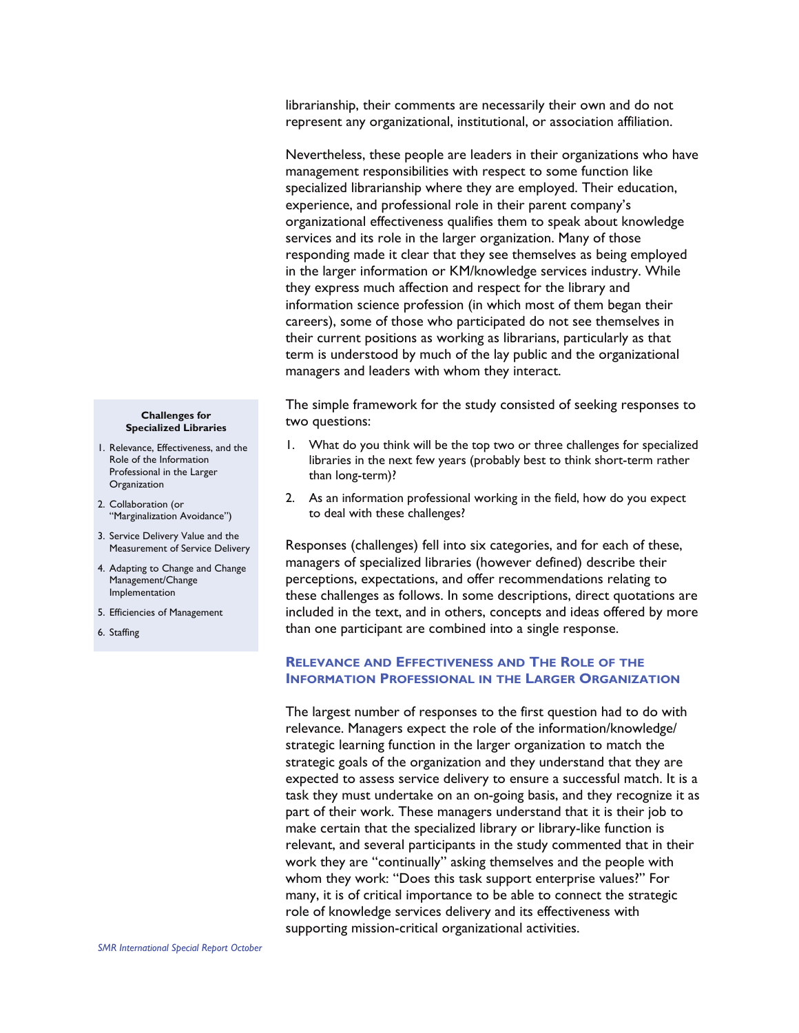librarianship, their comments are necessarily their own and do not represent any organizational, institutional, or association affiliation.

Nevertheless, these people are leaders in their organizations who have management responsibilities with respect to some function like specialized librarianship where they are employed. Their education, experience, and professional role in their parent company's organizational effectiveness qualifies them to speak about knowledge services and its role in the larger organization. Many of those responding made it clear that they see themselves as being employed in the larger information or KM/knowledge services industry. While they express much affection and respect for the library and information science profession (in which most of them began their careers), some of those who participated do not see themselves in their current positions as working as librarians, particularly as that term is understood by much of the lay public and the organizational managers and leaders with whom they interact.

**Challenges for Specialized Libraries**

1. Relevance, Effectiveness, and the Role of the Information Professional in the Larger Organization
2. Collaboration (or "Marginalization Avoidance")
3. Service Delivery Value and the Measurement of Service Delivery
4. Adapting to Change and Change Management/Change Implementation
5. Efficiencies of Management
6. Staffing

The simple framework for the study consisted of seeking responses to two questions:

1. What do you think will be the top two or three challenges for specialized libraries in the next few years (probably best to think short-term rather than long-term)?
2. As an information professional working in the field, how do you expect to deal with these challenges?

Responses (challenges) fell into six categories, and for each of these, managers of specialized libraries (however defined) describe their perceptions, expectations, and offer recommendations relating to these challenges as follows. In some descriptions, direct quotations are included in the text, and in others, concepts and ideas offered by more than one participant are combined into a single response.

## Relevance and Effectiveness and The Role of the Information Professional in the Larger Organization

The largest number of responses to the first question had to do with relevance. Managers expect the role of the information/knowledge/strategic learning function in the larger organization to match the strategic goals of the organization and they understand that they are expected to assess service delivery to ensure a successful match. It is a task they must undertake on an on-going basis, and they recognize it as part of their work. These managers understand that it is their job to make certain that the specialized library or library-like function is relevant, and several participants in the study commented that in their work they are "continually" asking themselves and the people with whom they work: "Does this task support enterprise values?" For many, it is of critical importance to be able to connect the strategic role of knowledge services delivery and its effectiveness with supporting mission-critical organizational activities.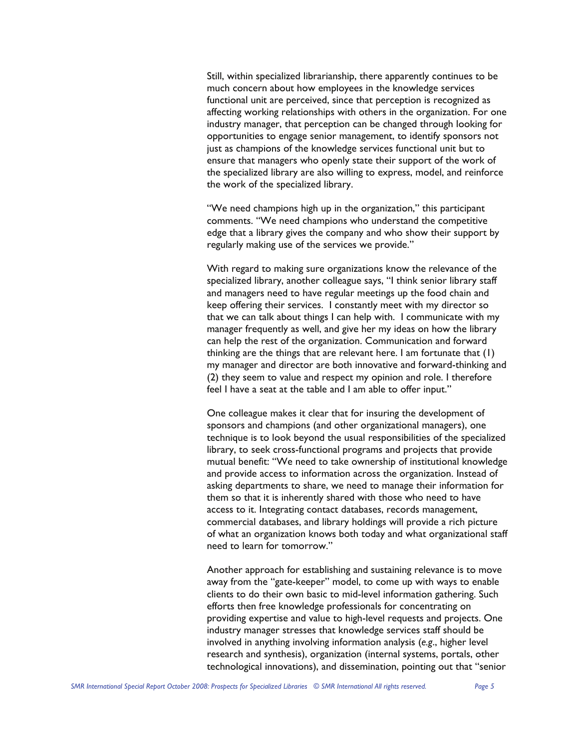Still, within specialized librarianship, there apparently continues to be much concern about how employees in the knowledge services functional unit are perceived, since that perception is recognized as affecting working relationships with others in the organization. For one industry manager, that perception can be changed through looking for opportunities to engage senior management, to identify sponsors not just as champions of the knowledge services functional unit but to ensure that managers who openly state their support of the work of the specialized library are also willing to express, model, and reinforce the work of the specialized library.

"We need champions high up in the organization," this participant comments. "We need champions who understand the competitive edge that a library gives the company and who show their support by regularly making use of the services we provide."

With regard to making sure organizations know the relevance of the specialized library, another colleague says, "I think senior library staff and managers need to have regular meetings up the food chain and keep offering their services. I constantly meet with my director so that we can talk about things I can help with. I communicate with my manager frequently as well, and give her my ideas on how the library can help the rest of the organization. Communication and forward thinking are the things that are relevant here. I am fortunate that (1) my manager and director are both innovative and forward-thinking and (2) they seem to value and respect my opinion and role. I therefore feel I have a seat at the table and I am able to offer input."

One colleague makes it clear that for insuring the development of sponsors and champions (and other organizational managers), one technique is to look beyond the usual responsibilities of the specialized library, to seek cross-functional programs and projects that provide mutual benefit: "We need to take ownership of institutional knowledge and provide access to information across the organization. Instead of asking departments to share, we need to manage their information for them so that it is inherently shared with those who need to have access to it. Integrating contact databases, records management, commercial databases, and library holdings will provide a rich picture of what an organization knows both today and what organizational staff need to learn for tomorrow."

Another approach for establishing and sustaining relevance is to move away from the "gate-keeper" model, to come up with ways to enable clients to do their own basic to mid-level information gathering. Such efforts then free knowledge professionals for concentrating on providing expertise and value to high-level requests and projects. One industry manager stresses that knowledge services staff should be involved in anything involving information analysis (*e.g*., higher level research and synthesis), organization (internal systems, portals, other technological innovations), and dissemination, pointing out that "senior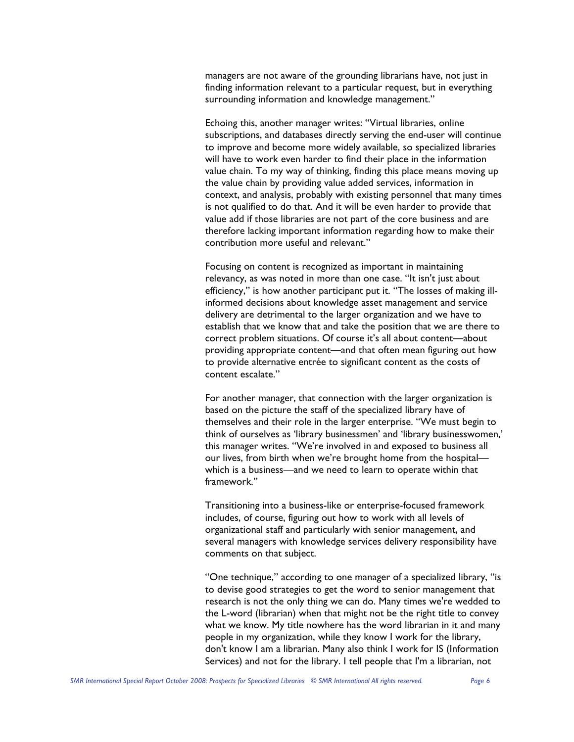managers are not aware of the grounding librarians have, not just in finding information relevant to a particular request, but in everything surrounding information and knowledge management."

Echoing this, another manager writes: "Virtual libraries, online subscriptions, and databases directly serving the end-user will continue to improve and become more widely available, so specialized libraries will have to work even harder to find their place in the information value chain. To my way of thinking, finding this place means moving up the value chain by providing value added services, information in context, and analysis, probably with existing personnel that many times is not qualified to do that. And it will be even harder to provide that value add if those libraries are not part of the core business and are therefore lacking important information regarding how to make their contribution more useful and relevant."

Focusing on content is recognized as important in maintaining relevancy, as was noted in more than one case. "It isn't just about efficiency," is how another participant put it. "The losses of making ill-informed decisions about knowledge asset management and service delivery are detrimental to the larger organization and we have to establish that we know that and take the position that we are there to correct problem situations. Of course it's all about content—about providing appropriate content—and that often mean figuring out how to provide alternative entrée to significant content as the costs of content escalate."

For another manager, that connection with the larger organization is based on the picture the staff of the specialized library have of themselves and their role in the larger enterprise. "We must begin to think of ourselves as 'library businessmen' and 'library businesswomen,' this manager writes. "We're involved in and exposed to business all our lives, from birth when we're brought home from the hospital—which is a business—and we need to learn to operate within that framework."

Transitioning into a business-like or enterprise-focused framework includes, of course, figuring out how to work with all levels of organizational staff and particularly with senior management, and several managers with knowledge services delivery responsibility have comments on that subject.

"One technique," according to one manager of a specialized library, "is to devise good strategies to get the word to senior management that research is not the only thing we can do. Many times we're wedded to the L-word (librarian) when that might not be the right title to convey what we know. My title nowhere has the word librarian in it and many people in my organization, while they know I work for the library, don't know I am a librarian. Many also think I work for IS (Information Services) and not for the library. I tell people that I'm a librarian, not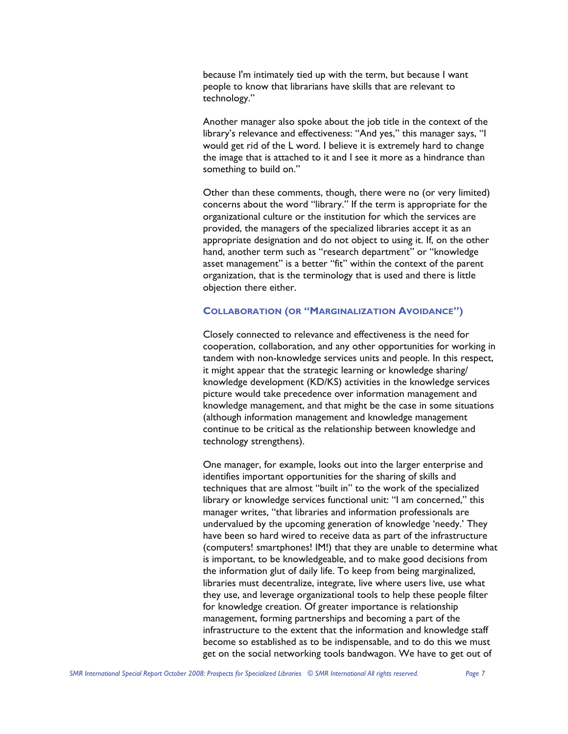because I'm intimately tied up with the term, but because I want people to know that librarians have skills that are relevant to technology."

Another manager also spoke about the job title in the context of the library's relevance and effectiveness: "And yes," this manager says, "I would get rid of the L word. I believe it is extremely hard to change the image that is attached to it and I see it more as a hindrance than something to build on."

Other than these comments, though, there were no (or very limited) concerns about the word "library." If the term is appropriate for the organizational culture or the institution for which the services are provided, the managers of the specialized libraries accept it as an appropriate designation and do not object to using it. If, on the other hand, another term such as "research department" or "knowledge asset management" is a better "fit" within the context of the parent organization, that is the terminology that is used and there is little objection there either.

### COLLABORATION (OR "MARGINALIZATION AVOIDANCE")

Closely connected to relevance and effectiveness is the need for cooperation, collaboration, and any other opportunities for working in tandem with non-knowledge services units and people. In this respect, it might appear that the strategic learning or knowledge sharing/ knowledge development (KD/KS) activities in the knowledge services picture would take precedence over information management and knowledge management, and that might be the case in some situations (although information management and knowledge management continue to be critical as the relationship between knowledge and technology strengthens).

One manager, for example, looks out into the larger enterprise and identifies important opportunities for the sharing of skills and techniques that are almost "built in" to the work of the specialized library or knowledge services functional unit: "I am concerned," this manager writes, "that libraries and information professionals are undervalued by the upcoming generation of knowledge 'needy.' They have been so hard wired to receive data as part of the infrastructure (computers! smartphones! IM!) that they are unable to determine what is important, to be knowledgeable, and to make good decisions from the information glut of daily life. To keep from being marginalized, libraries must decentralize, integrate, live where users live, use what they use, and leverage organizational tools to help these people filter for knowledge creation. Of greater importance is relationship management, forming partnerships and becoming a part of the infrastructure to the extent that the information and knowledge staff become so established as to be indispensable, and to do this we must get on the social networking tools bandwagon. We have to get out of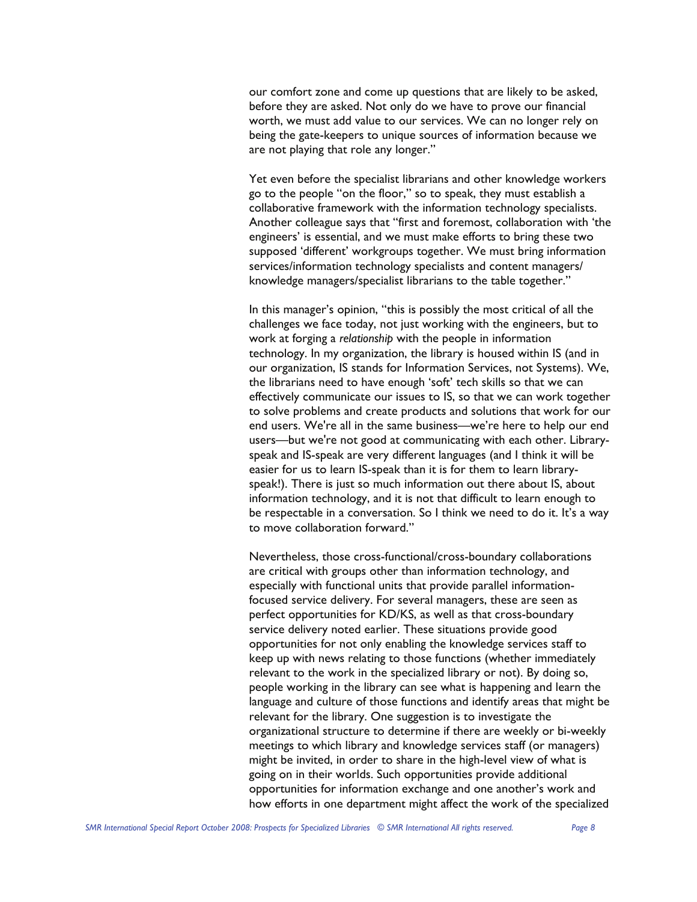our comfort zone and come up questions that are likely to be asked, before they are asked. Not only do we have to prove our financial worth, we must add value to our services. We can no longer rely on being the gate-keepers to unique sources of information because we are not playing that role any longer."

Yet even before the specialist librarians and other knowledge workers go to the people "on the floor," so to speak, they must establish a collaborative framework with the information technology specialists. Another colleague says that "first and foremost, collaboration with 'the engineers' is essential, and we must make efforts to bring these two supposed 'different' workgroups together. We must bring information services/information technology specialists and content managers/ knowledge managers/specialist librarians to the table together."

In this manager's opinion, "this is possibly the most critical of all the challenges we face today, not just working with the engineers, but to work at forging a *relationship* with the people in information technology. In my organization, the library is housed within IS (and in our organization, IS stands for Information Services, not Systems). We, the librarians need to have enough 'soft' tech skills so that we can effectively communicate our issues to IS, so that we can work together to solve problems and create products and solutions that work for our end users. We're all in the same business—we're here to help our end users—but we're not good at communicating with each other. Library-speak and IS-speak are very different languages (and I think it will be easier for us to learn IS-speak than it is for them to learn library-speak!). There is just so much information out there about IS, about information technology, and it is not that difficult to learn enough to be respectable in a conversation. So I think we need to do it. It's a way to move collaboration forward."

Nevertheless, those cross-functional/cross-boundary collaborations are critical with groups other than information technology, and especially with functional units that provide parallel information-focused service delivery. For several managers, these are seen as perfect opportunities for KD/KS, as well as that cross-boundary service delivery noted earlier. These situations provide good opportunities for not only enabling the knowledge services staff to keep up with news relating to those functions (whether immediately relevant to the work in the specialized library or not). By doing so, people working in the library can see what is happening and learn the language and culture of those functions and identify areas that might be relevant for the library. One suggestion is to investigate the organizational structure to determine if there are weekly or bi-weekly meetings to which library and knowledge services staff (or managers) might be invited, in order to share in the high-level view of what is going on in their worlds. Such opportunities provide additional opportunities for information exchange and one another's work and how efforts in one department might affect the work of the specialized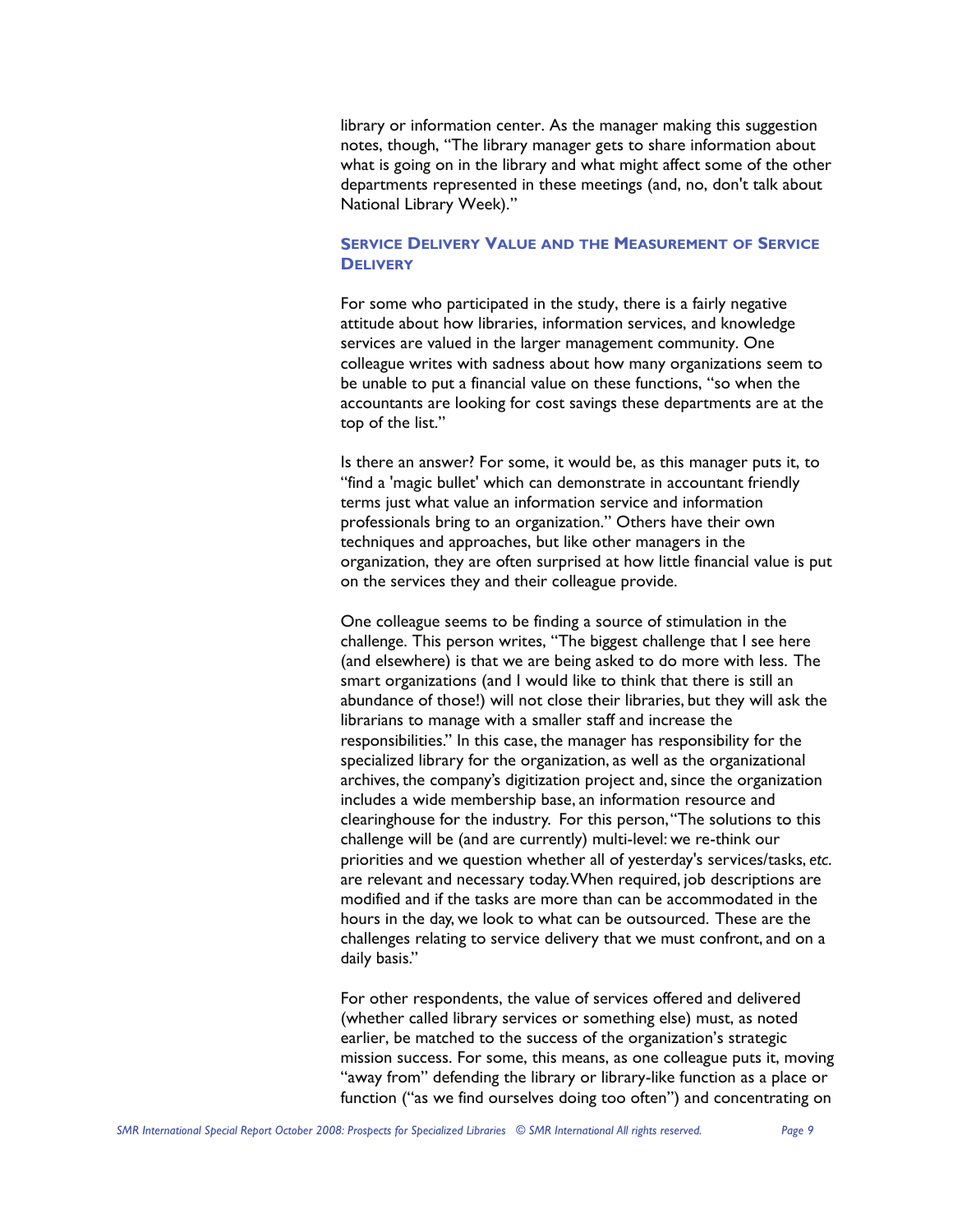library or information center. As the manager making this suggestion notes, though, "The library manager gets to share information about what is going on in the library and what might affect some of the other departments represented in these meetings (and, no, don't talk about National Library Week)."

## SERVICE DELIVERY VALUE AND THE MEASUREMENT OF SERVICE DELIVERY

For some who participated in the study, there is a fairly negative attitude about how libraries, information services, and knowledge services are valued in the larger management community. One colleague writes with sadness about how many organizations seem to be unable to put a financial value on these functions, "so when the accountants are looking for cost savings these departments are at the top of the list."

Is there an answer? For some, it would be, as this manager puts it, to "find a 'magic bullet' which can demonstrate in accountant friendly terms just what value an information service and information professionals bring to an organization." Others have their own techniques and approaches, but like other managers in the organization, they are often surprised at how little financial value is put on the services they and their colleague provide.

One colleague seems to be finding a source of stimulation in the challenge. This person writes, "The biggest challenge that I see here (and elsewhere) is that we are being asked to do more with less. The smart organizations (and I would like to think that there is still an abundance of those!) will not close their libraries, but they will ask the librarians to manage with a smaller staff and increase the responsibilities." In this case, the manager has responsibility for the specialized library for the organization, as well as the organizational archives, the company's digitization project and, since the organization includes a wide membership base, an information resource and clearinghouse for the industry. For this person, "The solutions to this challenge will be (and are currently) multi-level: we re-think our priorities and we question whether all of yesterday's services/tasks, *etc.* are relevant and necessary today. When required, job descriptions are modified and if the tasks are more than can be accommodated in the hours in the day, we look to what can be outsourced. These are the challenges relating to service delivery that we must confront, and on a daily basis."

For other respondents, the value of services offered and delivered (whether called library services or something else) must, as noted earlier, be matched to the success of the organization's strategic mission success. For some, this means, as one colleague puts it, moving "away from" defending the library or library-like function as a place or function ("as we find ourselves doing too often") and concentrating on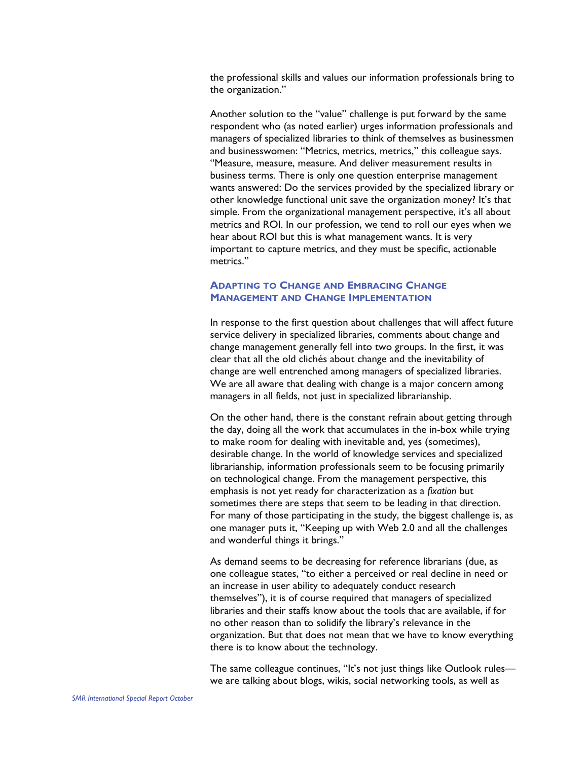the professional skills and values our information professionals bring to the organization."

Another solution to the "value" challenge is put forward by the same respondent who (as noted earlier) urges information professionals and managers of specialized libraries to think of themselves as businessmen and businesswomen: "Metrics, metrics, metrics," this colleague says. "Measure, measure, measure. And deliver measurement results in business terms. There is only one question enterprise management wants answered: Do the services provided by the specialized library or other knowledge functional unit save the organization money? It's that simple. From the organizational management perspective, it's all about metrics and ROI. In our profession, we tend to roll our eyes when we hear about ROI but this is what management wants. It is very important to capture metrics, and they must be specific, actionable metrics."

### Adapting to Change and Embracing Change Management and Change Implementation

In response to the first question about challenges that will affect future service delivery in specialized libraries, comments about change and change management generally fell into two groups. In the first, it was clear that all the old clichés about change and the inevitability of change are well entrenched among managers of specialized libraries. We are all aware that dealing with change is a major concern among managers in all fields, not just in specialized librarianship.

On the other hand, there is the constant refrain about getting through the day, doing all the work that accumulates in the in-box while trying to make room for dealing with inevitable and, yes (sometimes), desirable change. In the world of knowledge services and specialized librarianship, information professionals seem to be focusing primarily on technological change. From the management perspective, this emphasis is not yet ready for characterization as a *fixation* but sometimes there are steps that seem to be leading in that direction. For many of those participating in the study, the biggest challenge is, as one manager puts it, "Keeping up with Web 2.0 and all the challenges and wonderful things it brings."

As demand seems to be decreasing for reference librarians (due, as one colleague states, "to either a perceived or real decline in need or an increase in user ability to adequately conduct research themselves"), it is of course required that managers of specialized libraries and their staffs know about the tools that are available, if for no other reason than to solidify the library's relevance in the organization. But that does not mean that we have to know everything there is to know about the technology.

The same colleague continues, "It's not just things like Outlook rules—we are talking about blogs, wikis, social networking tools, as well as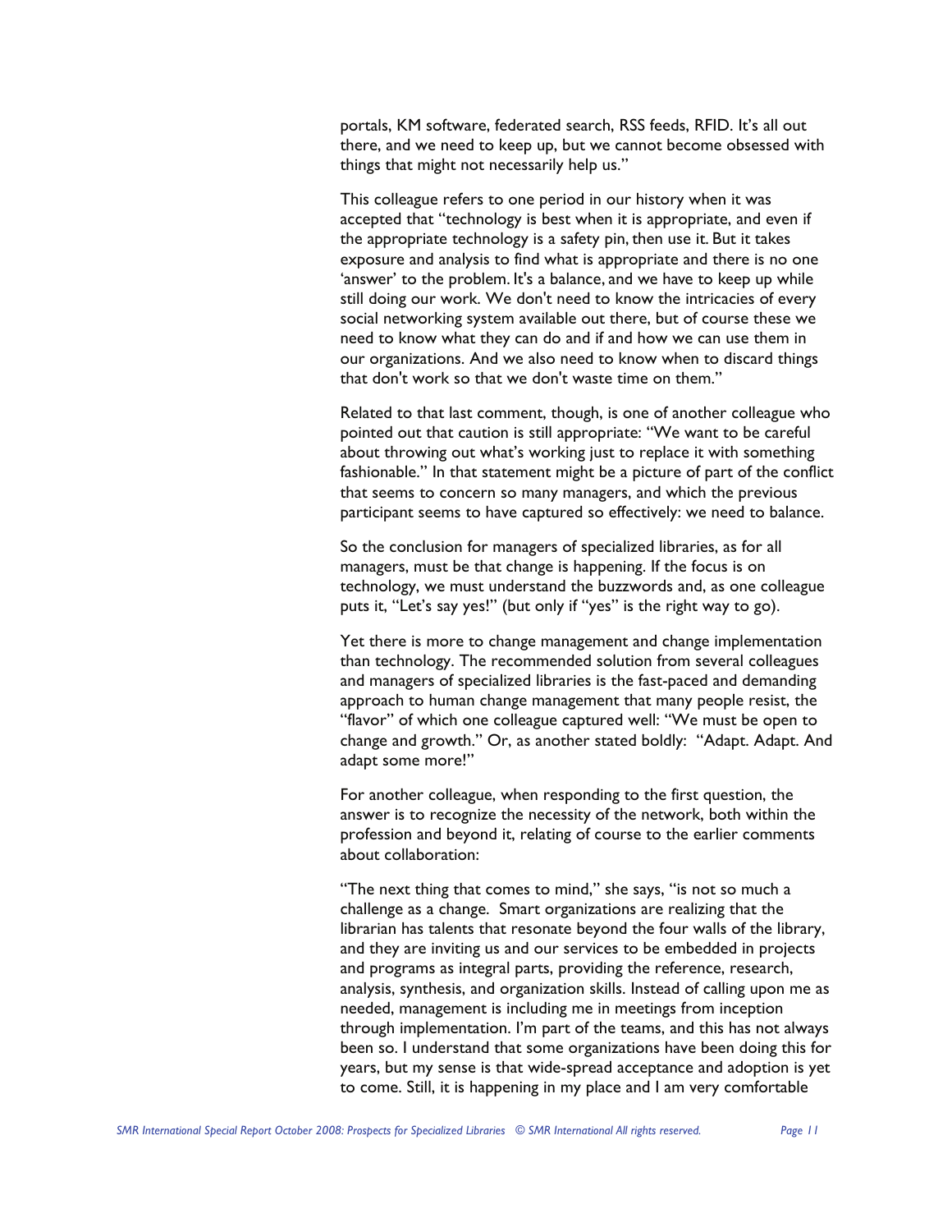portals, KM software, federated search, RSS feeds, RFID. It's all out there, and we need to keep up, but we cannot become obsessed with things that might not necessarily help us."

This colleague refers to one period in our history when it was accepted that "technology is best when it is appropriate, and even if the appropriate technology is a safety pin, then use it. But it takes exposure and analysis to find what is appropriate and there is no one 'answer' to the problem. It's a balance, and we have to keep up while still doing our work. We don't need to know the intricacies of every social networking system available out there, but of course these we need to know what they can do and if and how we can use them in our organizations. And we also need to know when to discard things that don't work so that we don't waste time on them."

Related to that last comment, though, is one of another colleague who pointed out that caution is still appropriate: "We want to be careful about throwing out what's working just to replace it with something fashionable." In that statement might be a picture of part of the conflict that seems to concern so many managers, and which the previous participant seems to have captured so effectively: we need to balance.

So the conclusion for managers of specialized libraries, as for all managers, must be that change is happening. If the focus is on technology, we must understand the buzzwords and, as one colleague puts it, "Let's say yes!" (but only if "yes" is the right way to go).

Yet there is more to change management and change implementation than technology. The recommended solution from several colleagues and managers of specialized libraries is the fast-paced and demanding approach to human change management that many people resist, the "flavor" of which one colleague captured well: "We must be open to change and growth." Or, as another stated boldly: "Adapt. Adapt. And adapt some more!"

For another colleague, when responding to the first question, the answer is to recognize the necessity of the network, both within the profession and beyond it, relating of course to the earlier comments about collaboration:

"The next thing that comes to mind," she says, "is not so much a challenge as a change. Smart organizations are realizing that the librarian has talents that resonate beyond the four walls of the library, and they are inviting us and our services to be embedded in projects and programs as integral parts, providing the reference, research, analysis, synthesis, and organization skills. Instead of calling upon me as needed, management is including me in meetings from inception through implementation. I'm part of the teams, and this has not always been so. I understand that some organizations have been doing this for years, but my sense is that wide-spread acceptance and adoption is yet to come. Still, it is happening in my place and I am very comfortable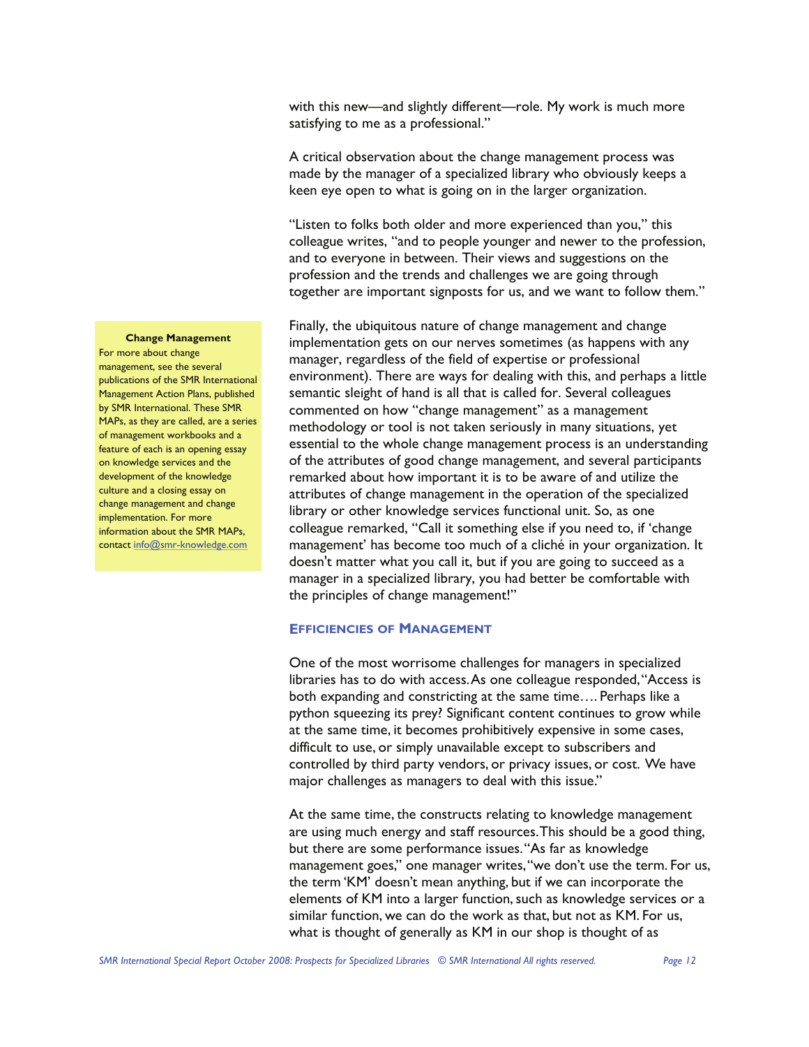with this new—and slightly different—role. My work is much more satisfying to me as a professional."

A critical observation about the change management process was made by the manager of a specialized library who obviously keeps a keen eye open to what is going on in the larger organization.

"Listen to folks both older and more experienced than you," this colleague writes, "and to people younger and newer to the profession, and to everyone in between. Their views and suggestions on the profession and the trends and challenges we are going through together are important signposts for us, and we want to follow them."

Finally, the ubiquitous nature of change management and change implementation gets on our nerves sometimes (as happens with any manager, regardless of the field of expertise or professional environment). There are ways for dealing with this, and perhaps a little semantic sleight of hand is all that is called for. Several colleagues commented on how "change management" as a management methodology or tool is not taken seriously in many situations, yet essential to the whole change management process is an understanding of the attributes of good change management, and several participants remarked about how important it is to be aware of and utilize the attributes of change management in the operation of the specialized library or other knowledge services functional unit. So, as one colleague remarked, "Call it something else if you need to, if 'change management' has become too much of a cliché in your organization. It doesn't matter what you call it, but if you are going to succeed as a manager in a specialized library, you had better be comfortable with the principles of change management!"

> **Change Management**
> For more about change management, see the several publications of the SMR International Management Action Plans, published by SMR International. These SMR MAPs, as they are called, are a series of management workbooks and a feature of each is an opening essay on knowledge services and the development of the knowledge culture and a closing essay on change management and change implementation. For more information about the SMR MAPs, contact info@smr-knowledge.com

## Efficiencies of Management

One of the most worrisome challenges for managers in specialized libraries has to do with access. As one colleague responded, "Access is both expanding and constricting at the same time…. Perhaps like a python squeezing its prey? Significant content continues to grow while at the same time, it becomes prohibitively expensive in some cases, difficult to use, or simply unavailable except to subscribers and controlled by third party vendors, or privacy issues, or cost. We have major challenges as managers to deal with this issue."

At the same time, the constructs relating to knowledge management are using much energy and staff resources. This should be a good thing, but there are some performance issues. "As far as knowledge management goes," one manager writes, "we don't use the term. For us, the term 'KM' doesn't mean anything, but if we can incorporate the elements of KM into a larger function, such as knowledge services or a similar function, we can do the work as that, but not as KM. For us, what is thought of generally as KM in our shop is thought of as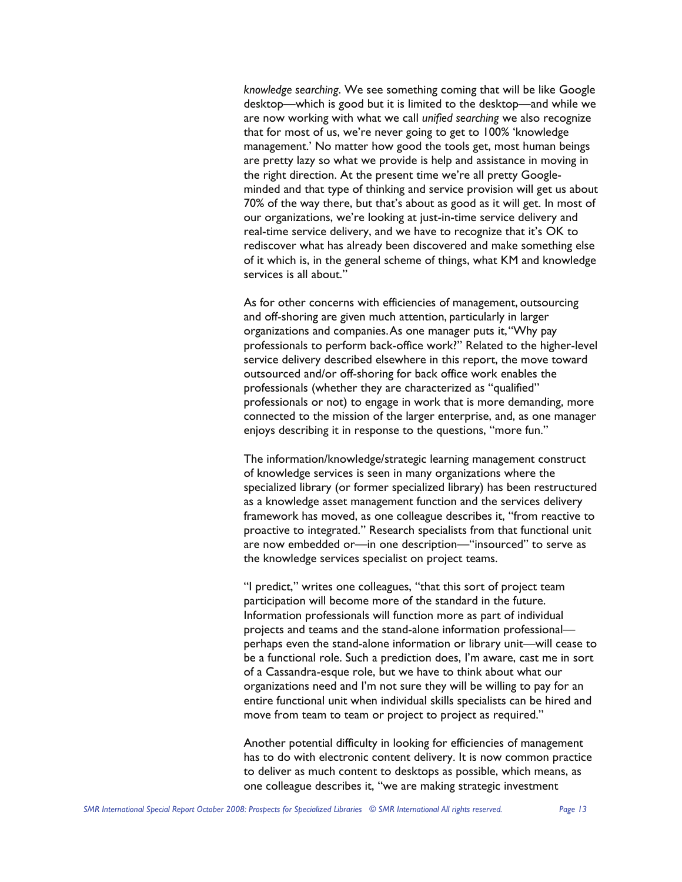*knowledge searching*. We see something coming that will be like Google desktop—which is good but it is limited to the desktop—and while we are now working with what we call *unified searching* we also recognize that for most of us, we're never going to get to 100% 'knowledge management.' No matter how good the tools get, most human beings are pretty lazy so what we provide is help and assistance in moving in the right direction. At the present time we're all pretty Google-minded and that type of thinking and service provision will get us about 70% of the way there, but that's about as good as it will get. In most of our organizations, we're looking at just-in-time service delivery and real-time service delivery, and we have to recognize that it's OK to rediscover what has already been discovered and make something else of it which is, in the general scheme of things, what KM and knowledge services is all about."

As for other concerns with efficiencies of management, outsourcing and off-shoring are given much attention, particularly in larger organizations and companies. As one manager puts it, "Why pay professionals to perform back-office work?" Related to the higher-level service delivery described elsewhere in this report, the move toward outsourced and/or off-shoring for back office work enables the professionals (whether they are characterized as "qualified" professionals or not) to engage in work that is more demanding, more connected to the mission of the larger enterprise, and, as one manager enjoys describing it in response to the questions, "more fun."

The information/knowledge/strategic learning management construct of knowledge services is seen in many organizations where the specialized library (or former specialized library) has been restructured as a knowledge asset management function and the services delivery framework has moved, as one colleague describes it, "from reactive to proactive to integrated." Research specialists from that functional unit are now embedded or—in one description—"insourced" to serve as the knowledge services specialist on project teams.

"I predict," writes one colleagues, "that this sort of project team participation will become more of the standard in the future. Information professionals will function more as part of individual projects and teams and the stand-alone information professional—perhaps even the stand-alone information or library unit—will cease to be a functional role. Such a prediction does, I'm aware, cast me in sort of a Cassandra-esque role, but we have to think about what our organizations need and I'm not sure they will be willing to pay for an entire functional unit when individual skills specialists can be hired and move from team to team or project to project as required."

Another potential difficulty in looking for efficiencies of management has to do with electronic content delivery. It is now common practice to deliver as much content to desktops as possible, which means, as one colleague describes it, "we are making strategic investment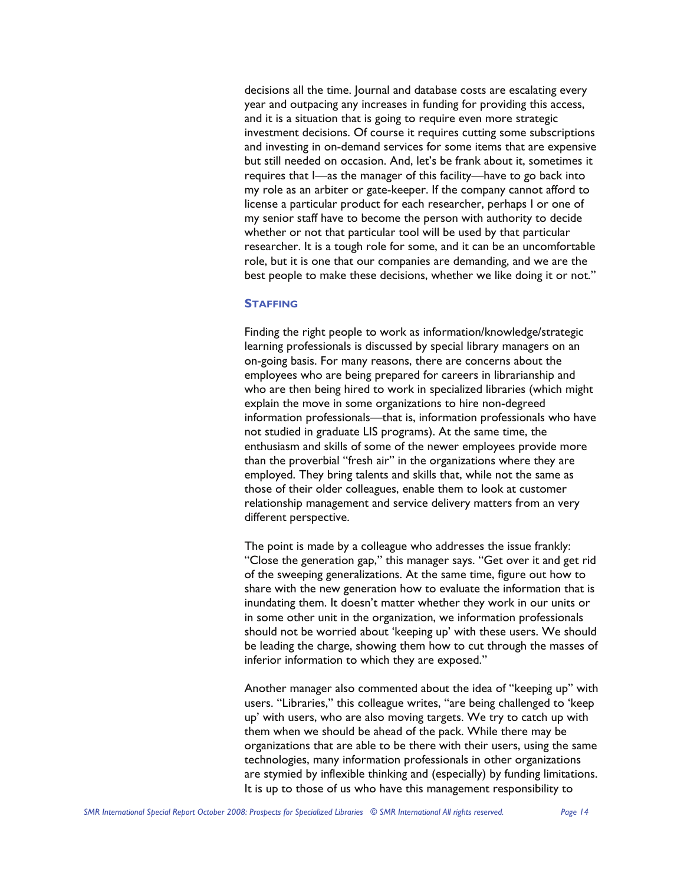decisions all the time. Journal and database costs are escalating every year and outpacing any increases in funding for providing this access, and it is a situation that is going to require even more strategic investment decisions. Of course it requires cutting some subscriptions and investing in on-demand services for some items that are expensive but still needed on occasion. And, let's be frank about it, sometimes it requires that I—as the manager of this facility—have to go back into my role as an arbiter or gate-keeper. If the company cannot afford to license a particular product for each researcher, perhaps I or one of my senior staff have to become the person with authority to decide whether or not that particular tool will be used by that particular researcher. It is a tough role for some, and it can be an uncomfortable role, but it is one that our companies are demanding, and we are the best people to make these decisions, whether we like doing it or not."

## STAFFING

Finding the right people to work as information/knowledge/strategic learning professionals is discussed by special library managers on an on-going basis. For many reasons, there are concerns about the employees who are being prepared for careers in librarianship and who are then being hired to work in specialized libraries (which might explain the move in some organizations to hire non-degreed information professionals—that is, information professionals who have not studied in graduate LIS programs). At the same time, the enthusiasm and skills of some of the newer employees provide more than the proverbial "fresh air" in the organizations where they are employed. They bring talents and skills that, while not the same as those of their older colleagues, enable them to look at customer relationship management and service delivery matters from an very different perspective.

The point is made by a colleague who addresses the issue frankly: "Close the generation gap," this manager says. "Get over it and get rid of the sweeping generalizations. At the same time, figure out how to share with the new generation how to evaluate the information that is inundating them. It doesn't matter whether they work in our units or in some other unit in the organization, we information professionals should not be worried about 'keeping up' with these users. We should be leading the charge, showing them how to cut through the masses of inferior information to which they are exposed."

Another manager also commented about the idea of "keeping up" with users. "Libraries," this colleague writes, "are being challenged to 'keep up' with users, who are also moving targets. We try to catch up with them when we should be ahead of the pack. While there may be organizations that are able to be there with their users, using the same technologies, many information professionals in other organizations are stymied by inflexible thinking and (especially) by funding limitations. It is up to those of us who have this management responsibility to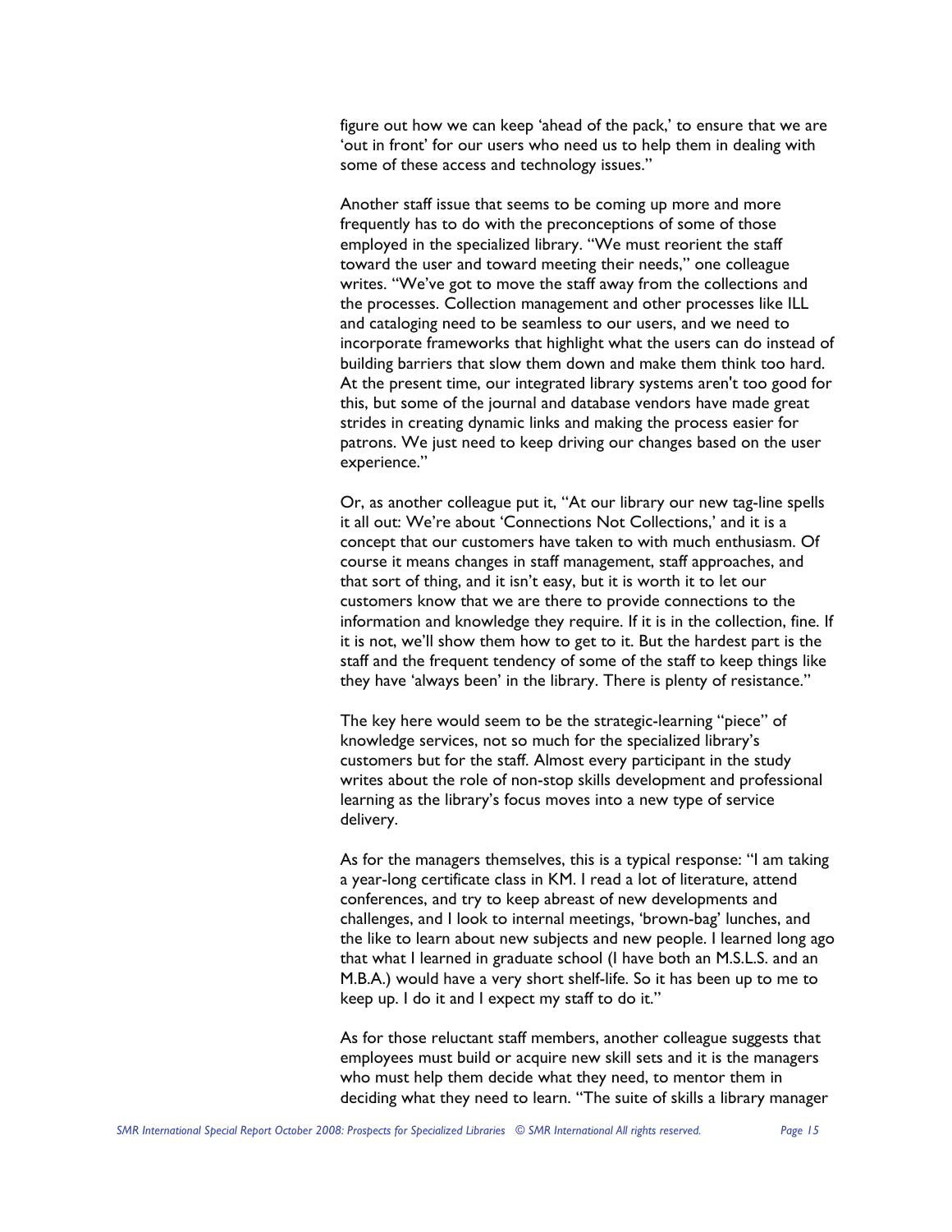figure out how we can keep 'ahead of the pack,' to ensure that we are 'out in front' for our users who need us to help them in dealing with some of these access and technology issues."

Another staff issue that seems to be coming up more and more frequently has to do with the preconceptions of some of those employed in the specialized library. "We must reorient the staff toward the user and toward meeting their needs," one colleague writes. "We've got to move the staff away from the collections and the processes. Collection management and other processes like ILL and cataloging need to be seamless to our users, and we need to incorporate frameworks that highlight what the users can do instead of building barriers that slow them down and make them think too hard. At the present time, our integrated library systems aren't too good for this, but some of the journal and database vendors have made great strides in creating dynamic links and making the process easier for patrons. We just need to keep driving our changes based on the user experience."

Or, as another colleague put it, "At our library our new tag-line spells it all out: We're about 'Connections Not Collections,' and it is a concept that our customers have taken to with much enthusiasm. Of course it means changes in staff management, staff approaches, and that sort of thing, and it isn't easy, but it is worth it to let our customers know that we are there to provide connections to the information and knowledge they require. If it is in the collection, fine. If it is not, we'll show them how to get to it. But the hardest part is the staff and the frequent tendency of some of the staff to keep things like they have 'always been' in the library. There is plenty of resistance."

The key here would seem to be the strategic-learning "piece" of knowledge services, not so much for the specialized library's customers but for the staff. Almost every participant in the study writes about the role of non-stop skills development and professional learning as the library's focus moves into a new type of service delivery.

As for the managers themselves, this is a typical response: "I am taking a year-long certificate class in KM. I read a lot of literature, attend conferences, and try to keep abreast of new developments and challenges, and I look to internal meetings, 'brown-bag' lunches, and the like to learn about new subjects and new people. I learned long ago that what I learned in graduate school (I have both an M.S.L.S. and an M.B.A.) would have a very short shelf-life. So it has been up to me to keep up. I do it and I expect my staff to do it."

As for those reluctant staff members, another colleague suggests that employees must build or acquire new skill sets and it is the managers who must help them decide what they need, to mentor them in deciding what they need to learn. "The suite of skills a library manager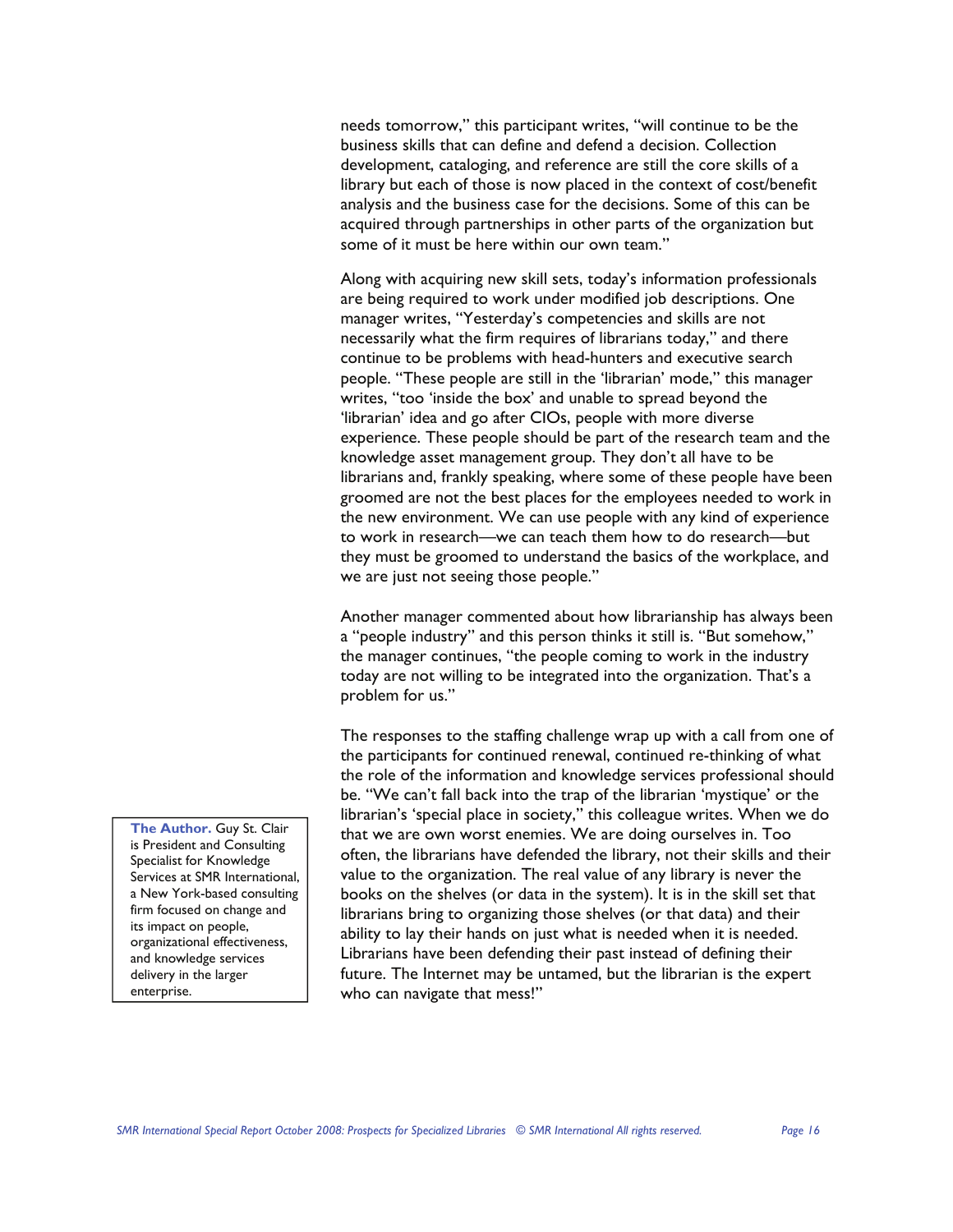needs tomorrow," this participant writes, "will continue to be the business skills that can define and defend a decision. Collection development, cataloging, and reference are still the core skills of a library but each of those is now placed in the context of cost/benefit analysis and the business case for the decisions. Some of this can be acquired through partnerships in other parts of the organization but some of it must be here within our own team."

Along with acquiring new skill sets, today's information professionals are being required to work under modified job descriptions. One manager writes, "Yesterday's competencies and skills are not necessarily what the firm requires of librarians today," and there continue to be problems with head-hunters and executive search people. "These people are still in the 'librarian' mode," this manager writes, "too 'inside the box' and unable to spread beyond the 'librarian' idea and go after CIOs, people with more diverse experience. These people should be part of the research team and the knowledge asset management group. They don't all have to be librarians and, frankly speaking, where some of these people have been groomed are not the best places for the employees needed to work in the new environment. We can use people with any kind of experience to work in research—we can teach them how to do research—but they must be groomed to understand the basics of the workplace, and we are just not seeing those people."

Another manager commented about how librarianship has always been a "people industry" and this person thinks it still is. "But somehow," the manager continues, "the people coming to work in the industry today are not willing to be integrated into the organization. That's a problem for us."

The responses to the staffing challenge wrap up with a call from one of the participants for continued renewal, continued re-thinking of what the role of the information and knowledge services professional should be. "We can't fall back into the trap of the librarian 'mystique' or the librarian's 'special place in society,'" this colleague writes. When we do that we are own worst enemies. We are doing ourselves in. Too often, the librarians have defended the library, not their skills and their value to the organization. The real value of any library is never the books on the shelves (or data in the system). It is in the skill set that librarians bring to organizing those shelves (or that data) and their ability to lay their hands on just what is needed when it is needed. Librarians have been defending their past instead of defining their future. The Internet may be untamed, but the librarian is the expert who can navigate that mess!"

**The Author.** Guy St. Clair is President and Consulting Specialist for Knowledge Services at SMR International, a New York-based consulting firm focused on change and its impact on people, organizational effectiveness, and knowledge services delivery in the larger enterprise.